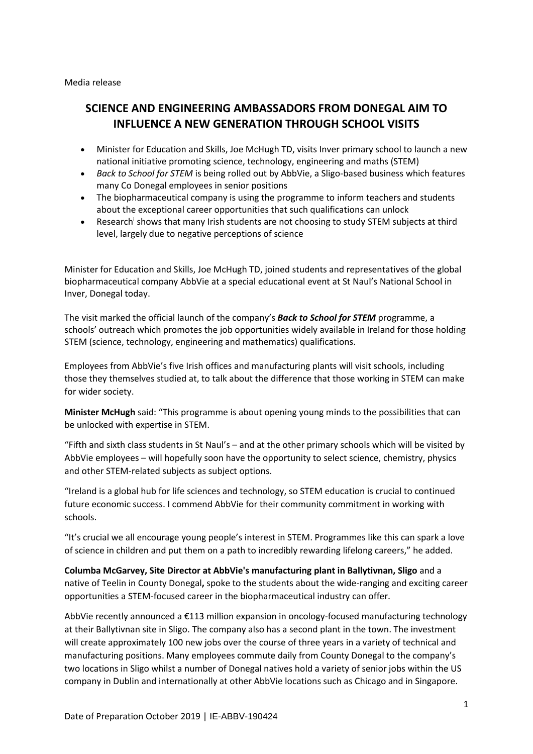Media release

# SCIENCE AND ENGINEERING AMBASSADORS FROM DONEGAL AIM TO INFLUENCE A NEW GENERATION THROUGH SCHOOL VISITS

- Minister for Education and Skills, Joe McHugh TD, visits Inver primary school to launch a new national initiative promoting science, technology, engineering and maths (STEM)
- *Back to School for STEM* is being rolled out by AbbVie, a Sligo-based business which features many Co Donegal employees in senior positions
- The biopharmaceutical company is using the programme to inform teachers and students about the exceptional career opportunities that such qualifications can unlock
- Research[i] shows that many Irish students are not choosing to study STEM subjects at third level, largely due to negative perceptions of science

Minister for Education and Skills, Joe McHugh TD, joined students and representatives of the global biopharmaceutical company AbbVie at a special educational event at St Naul's National School in Inver, Donegal today.

The visit marked the official launch of the company's ***Back to School for STEM*** programme, a schools' outreach which promotes the job opportunities widely available in Ireland for those holding STEM (science, technology, engineering and mathematics) qualifications.

Employees from AbbVie's five Irish offices and manufacturing plants will visit schools, including those they themselves studied at, to talk about the difference that those working in STEM can make for wider society.

**Minister McHugh** said: "This programme is about opening young minds to the possibilities that can be unlocked with expertise in STEM.

"Fifth and sixth class students in St Naul's – and at the other primary schools which will be visited by AbbVie employees – will hopefully soon have the opportunity to select science, chemistry, physics and other STEM-related subjects as subject options.

"Ireland is a global hub for life sciences and technology, so STEM education is crucial to continued future economic success. I commend AbbVie for their community commitment in working with schools.

"It's crucial we all encourage young people's interest in STEM. Programmes like this can spark a love of science in children and put them on a path to incredibly rewarding lifelong careers," he added.

**Columba McGarvey, Site Director at AbbVie's manufacturing plant in Ballytivnan, Sligo** and a native of Teelin in County Donegal**,** spoke to the students about the wide-ranging and exciting career opportunities a STEM-focused career in the biopharmaceutical industry can offer.

AbbVie recently announced a €113 million expansion in oncology-focused manufacturing technology at their Ballytivnan site in Sligo. The company also has a second plant in the town. The investment will create approximately 100 new jobs over the course of three years in a variety of technical and manufacturing positions. Many employees commute daily from County Donegal to the company's two locations in Sligo whilst a number of Donegal natives hold a variety of senior jobs within the US company in Dublin and internationally at other AbbVie locations such as Chicago and in Singapore.

Date of Preparation October 2019 | IE-ABBV-190424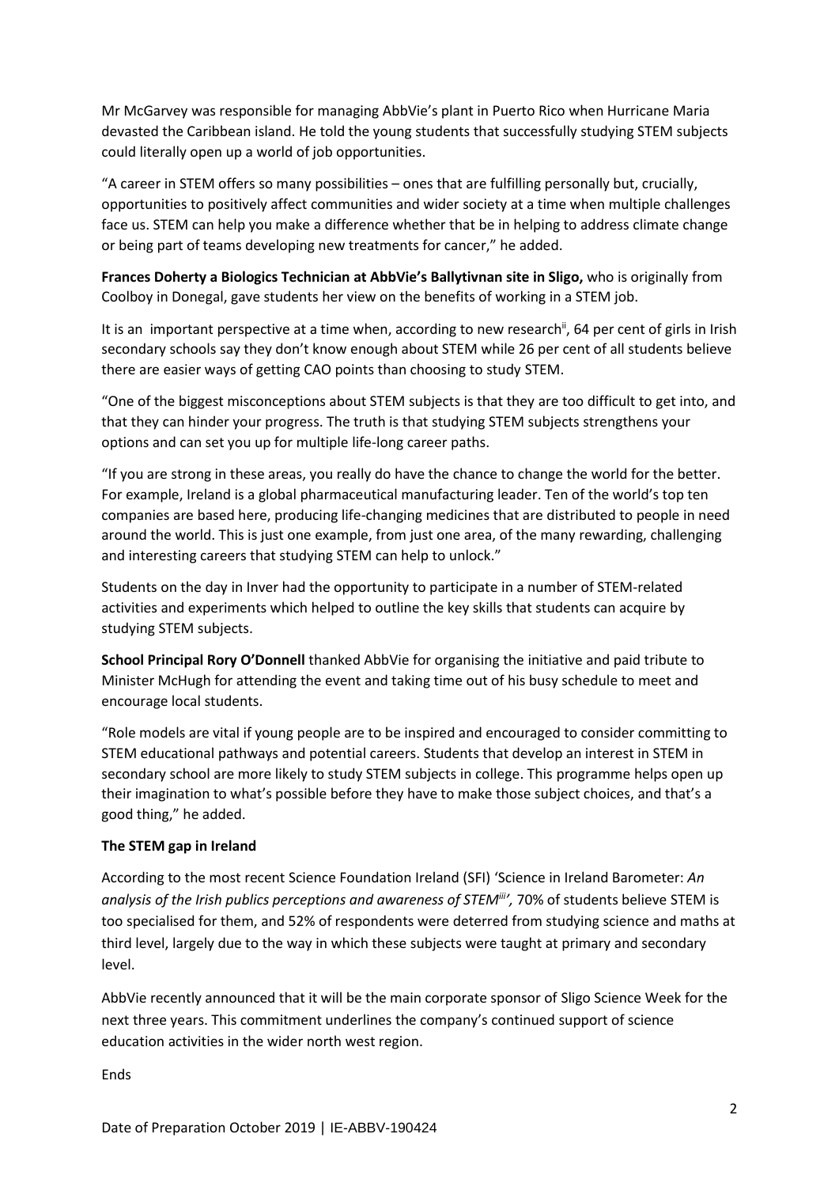Mr McGarvey was responsible for managing AbbVie's plant in Puerto Rico when Hurricane Maria devasted the Caribbean island. He told the young students that successfully studying STEM subjects could literally open up a world of job opportunities.

"A career in STEM offers so many possibilities – ones that are fulfilling personally but, crucially, opportunities to positively affect communities and wider society at a time when multiple challenges face us. STEM can help you make a difference whether that be in helping to address climate change or being part of teams developing new treatments for cancer," he added.

**Frances Doherty a Biologics Technician at AbbVie's Ballytivnan site in Sligo,** who is originally from Coolboy in Donegal, gave students her view on the benefits of working in a STEM job.

It is an important perspective at a time when, according to new research[ii], 64 per cent of girls in Irish secondary schools say they don't know enough about STEM while 26 per cent of all students believe there are easier ways of getting CAO points than choosing to study STEM.

"One of the biggest misconceptions about STEM subjects is that they are too difficult to get into, and that they can hinder your progress. The truth is that studying STEM subjects strengthens your options and can set you up for multiple life-long career paths.

"If you are strong in these areas, you really do have the chance to change the world for the better. For example, Ireland is a global pharmaceutical manufacturing leader. Ten of the world's top ten companies are based here, producing life-changing medicines that are distributed to people in need around the world. This is just one example, from just one area, of the many rewarding, challenging and interesting careers that studying STEM can help to unlock."

Students on the day in Inver had the opportunity to participate in a number of STEM-related activities and experiments which helped to outline the key skills that students can acquire by studying STEM subjects.

**School Principal Rory O'Donnell** thanked AbbVie for organising the initiative and paid tribute to Minister McHugh for attending the event and taking time out of his busy schedule to meet and encourage local students.

"Role models are vital if young people are to be inspired and encouraged to consider committing to STEM educational pathways and potential careers. Students that develop an interest in STEM in secondary school are more likely to study STEM subjects in college. This programme helps open up their imagination to what's possible before they have to make those subject choices, and that's a good thing," he added.

**The STEM gap in Ireland**

According to the most recent Science Foundation Ireland (SFI) 'Science in Ireland Barometer: *An analysis of the Irish publics perceptions and awareness of STEM[iii]',* 70% of students believe STEM is too specialised for them, and 52% of respondents were deterred from studying science and maths at third level, largely due to the way in which these subjects were taught at primary and secondary level.

AbbVie recently announced that it will be the main corporate sponsor of Sligo Science Week for the next three years. This commitment underlines the company's continued support of science education activities in the wider north west region.

Ends

Date of Preparation October 2019 | IE-ABBV-190424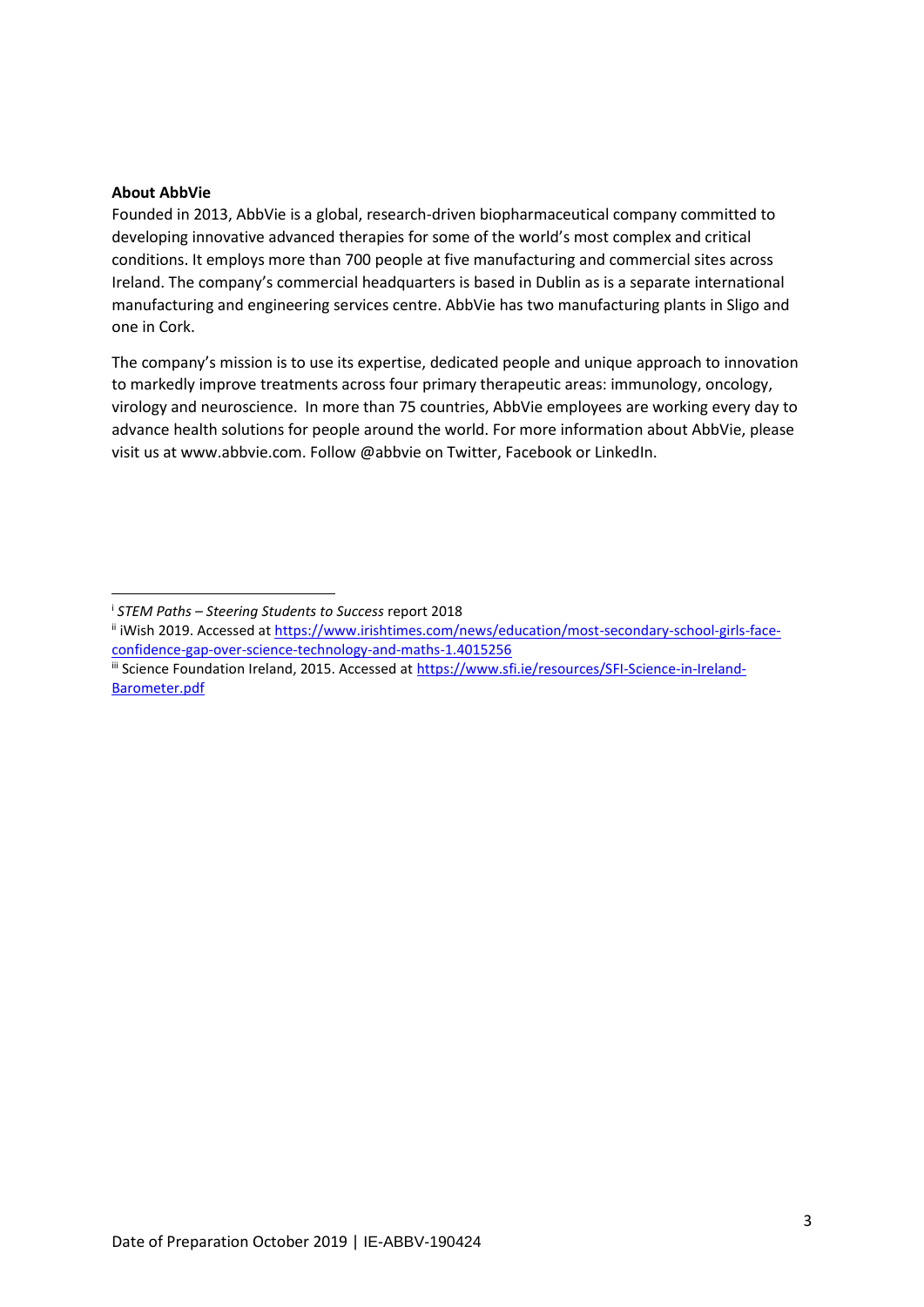**About AbbVie**

Founded in 2013, AbbVie is a global, research-driven biopharmaceutical company committed to developing innovative advanced therapies for some of the world's most complex and critical conditions. It employs more than 700 people at five manufacturing and commercial sites across Ireland. The company's commercial headquarters is based in Dublin as is a separate international manufacturing and engineering services centre. AbbVie has two manufacturing plants in Sligo and one in Cork.

The company's mission is to use its expertise, dedicated people and unique approach to innovation to markedly improve treatments across four primary therapeutic areas: immunology, oncology, virology and neuroscience. In more than 75 countries, AbbVie employees are working every day to advance health solutions for people around the world. For more information about AbbVie, please visit us at www.abbvie.com. Follow @abbvie on Twitter, Facebook or LinkedIn.

---

[i] *STEM Paths – Steering Students to Success* report 2018

[ii] iWish 2019. Accessed at https://www.irishtimes.com/news/education/most-secondary-school-girls-face-confidence-gap-over-science-technology-and-maths-1.4015256

[iii] Science Foundation Ireland, 2015. Accessed at https://www.sfi.ie/resources/SFI-Science-in-Ireland-Barometer.pdf

Date of Preparation October 2019 | IE-ABBV-190424